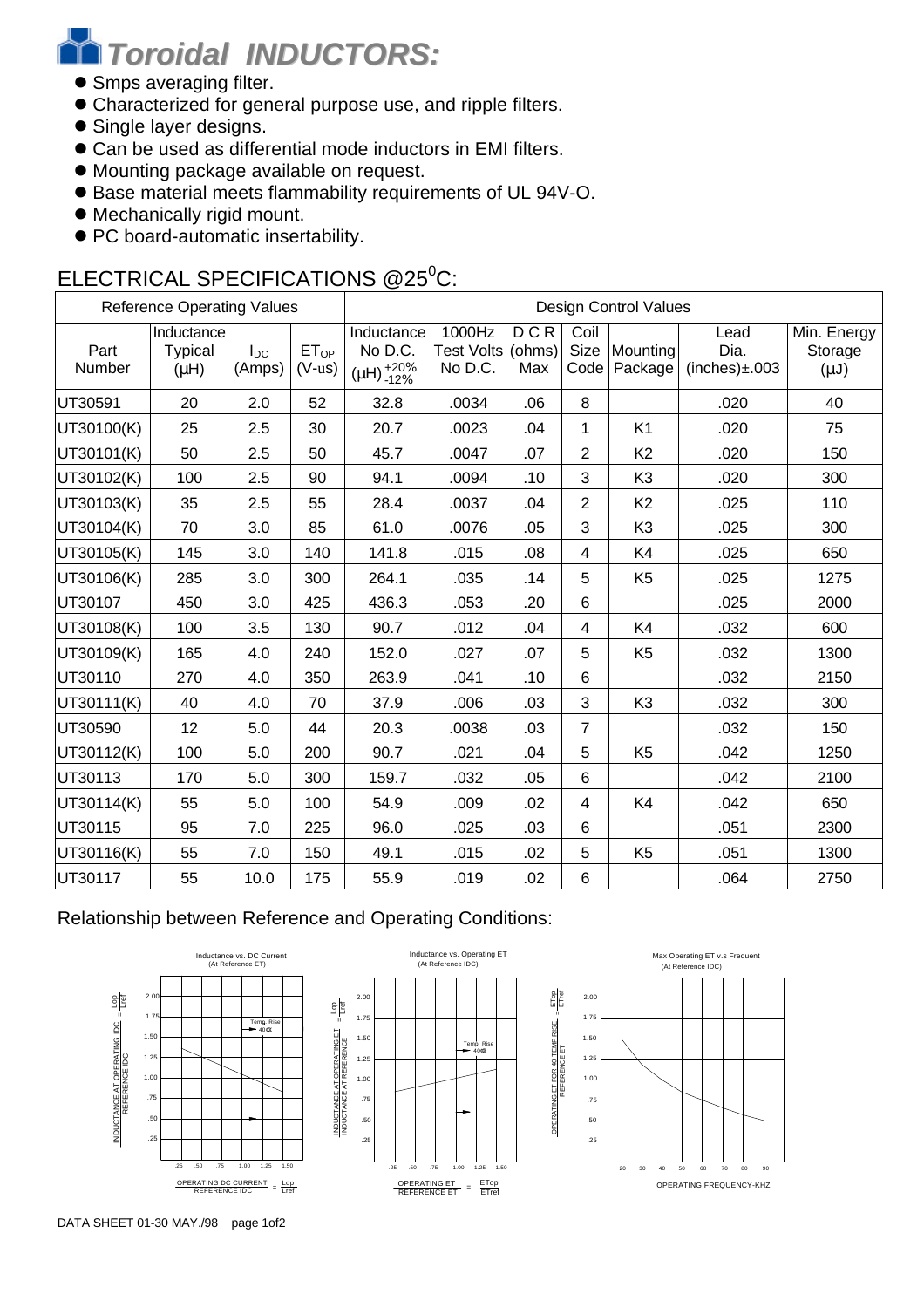# *Toroidal INDUCTORS:*

- Smps averaging filter.
- Characterized for general purpose use, and ripple filters.
- Single layer designs.
- Can be used as differential mode inductors in EMI filters.
- Mounting package available on request.
- Base material meets flammability requirements of UL 94V-O.
- Mechanically rigid mount.
- PC board-automatic insertability.

## ELECTRICAL SPECIFICATIONS @25$^0$C:

| Reference Operating Values | | | | Design Control Values | | | | | | |
|---|---|---|---|---|---|---|---|---|---|---|
| Part Number | Inductance Typical (μH) | $I_{DC}$ (Amps) | $ET_{OP}$ (V-us) | Inductance No D.C. (μH) $^{+20\%}_{-12\%}$ | 1000Hz Test Volts No D.C. | D C R (ohms) Max | Coil Size Code | Mounting Package | Lead Dia. (inches)±.003 | Min. Energy Storage (μJ) |
| UT30591 | 20 | 2.0 | 52 | 32.8 | .0034 | .06 | 8 | | .020 | 40 |
| UT30100(K) | 25 | 2.5 | 30 | 20.7 | .0023 | .04 | 1 | K1 | .020 | 75 |
| UT30101(K) | 50 | 2.5 | 50 | 45.7 | .0047 | .07 | 2 | K2 | .020 | 150 |
| UT30102(K) | 100 | 2.5 | 90 | 94.1 | .0094 | .10 | 3 | K3 | .020 | 300 |
| UT30103(K) | 35 | 2.5 | 55 | 28.4 | .0037 | .04 | 2 | K2 | .025 | 110 |
| UT30104(K) | 70 | 3.0 | 85 | 61.0 | .0076 | .05 | 3 | K3 | .025 | 300 |
| UT30105(K) | 145 | 3.0 | 140 | 141.8 | .015 | .08 | 4 | K4 | .025 | 650 |
| UT30106(K) | 285 | 3.0 | 300 | 264.1 | .035 | .14 | 5 | K5 | .025 | 1275 |
| UT30107 | 450 | 3.0 | 425 | 436.3 | .053 | .20 | 6 | | .025 | 2000 |
| UT30108(K) | 100 | 3.5 | 130 | 90.7 | .012 | .04 | 4 | K4 | .032 | 600 |
| UT30109(K) | 165 | 4.0 | 240 | 152.0 | .027 | .07 | 5 | K5 | .032 | 1300 |
| UT30110 | 270 | 4.0 | 350 | 263.9 | .041 | .10 | 6 | | .032 | 2150 |
| UT30111(K) | 40 | 4.0 | 70 | 37.9 | .006 | .03 | 3 | K3 | .032 | 300 |
| UT30590 | 12 | 5.0 | 44 | 20.3 | .0038 | .03 | 7 | | .032 | 150 |
| UT30112(K) | 100 | 5.0 | 200 | 90.7 | .021 | .04 | 5 | K5 | .042 | 1250 |
| UT30113 | 170 | 5.0 | 300 | 159.7 | .032 | .05 | 6 | | .042 | 2100 |
| UT30114(K) | 55 | 5.0 | 100 | 54.9 | .009 | .02 | 4 | K4 | .042 | 650 |
| UT30115 | 95 | 7.0 | 225 | 96.0 | .025 | .03 | 6 | | .051 | 2300 |
| UT30116(K) | 55 | 7.0 | 150 | 49.1 | .015 | .02 | 5 | K5 | .051 | 1300 |
| UT30117 | 55 | 10.0 | 175 | 55.9 | .019 | .02 | 6 | | .064 | 2750 |

## Relationship between Reference and Operating Conditions:

Inductance vs. DC Current (At Reference ET)

Inductance vs. Operating ET (At Reference IDC)

Max Operating ET v.s Frequent (At Reference IDC)

DATA SHEET 01-30 MAY./98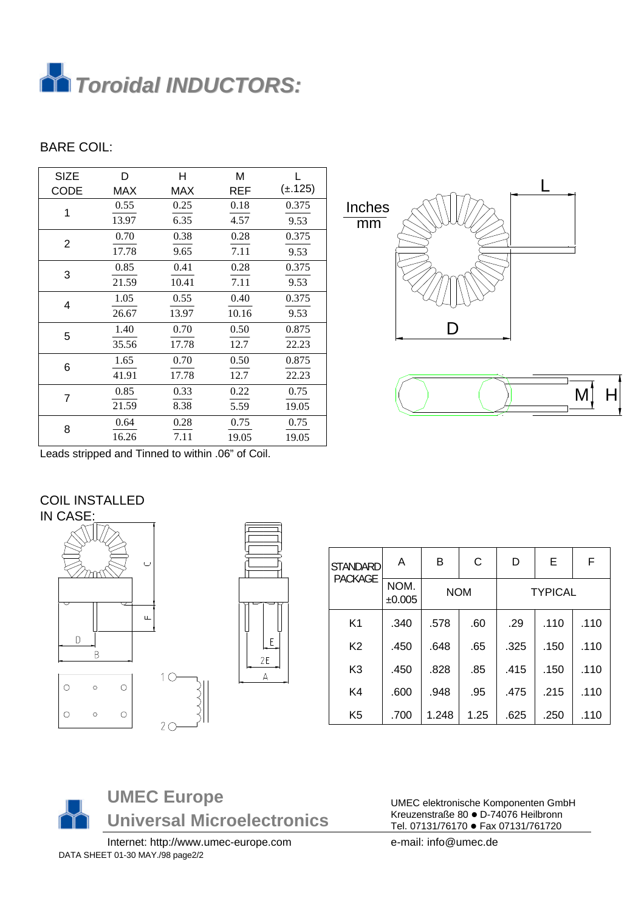# *Toroidal INDUCTORS:*

## BARE COIL:

| SIZE CODE | D MAX | H MAX | M REF | L (±.125) |
|---|---|---|---|---|
| 1 | 0.55 / 13.97 | 0.25 / 6.35 | 0.18 / 4.57 | 0.375 / 9.53 |
| 2 | 0.70 / 17.78 | 0.38 / 9.65 | 0.28 / 7.11 | 0.375 / 9.53 |
| 3 | 0.85 / 21.59 | 0.41 / 10.41 | 0.28 / 7.11 | 0.375 / 9.53 |
| 4 | 1.05 / 26.67 | 0.55 / 13.97 | 0.40 / 10.16 | 0.375 / 9.53 |
| 5 | 1.40 / 35.56 | 0.70 / 17.78 | 0.50 / 12.7 | 0.875 / 22.23 |
| 6 | 1.65 / 41.91 | 0.70 / 17.78 | 0.50 / 12.7 | 0.875 / 22.23 |
| 7 | 0.85 / 21.59 | 0.33 / 8.38 | 0.22 / 5.59 | 0.75 / 19.05 |
| 8 | 0.64 / 16.26 | 0.28 / 7.11 | 0.75 / 19.05 | 0.75 / 19.05 |

Inches / mm

L

D

M H

Leads stripped and Tinned to within .06" of Coil.

## COIL INSTALLED IN CASE:

C F D B E 2E A 1 2

| STANDARD PACKAGE | A | B | C | D | E | F |
|---|---|---|---|---|---|---|
| | NOM. ±0.005 | NOM | | TYPICAL | | |
| K1 | .340 | .578 | .60 | .29 | .110 | .110 |
| K2 | .450 | .648 | .65 | .325 | .150 | .110 |
| K3 | .450 | .828 | .85 | .415 | .150 | .110 |
| K4 | .600 | .948 | .95 | .475 | .215 | .110 |
| K5 | .700 | 1.248 | 1.25 | .625 | .250 | .110 |

**UMEC Europe**

**Universal Microelectronics**

Internet: http://www.umec-europe.com

UMEC elektronische Komponenten GmbH
Kreuzenstraße 80 ● D-74076 Heilbronn
Tel. 07131/76170 ● Fax 07131/761720

e-mail: info@umec.de

DATA SHEET 01-30 MAY./98 page2/2